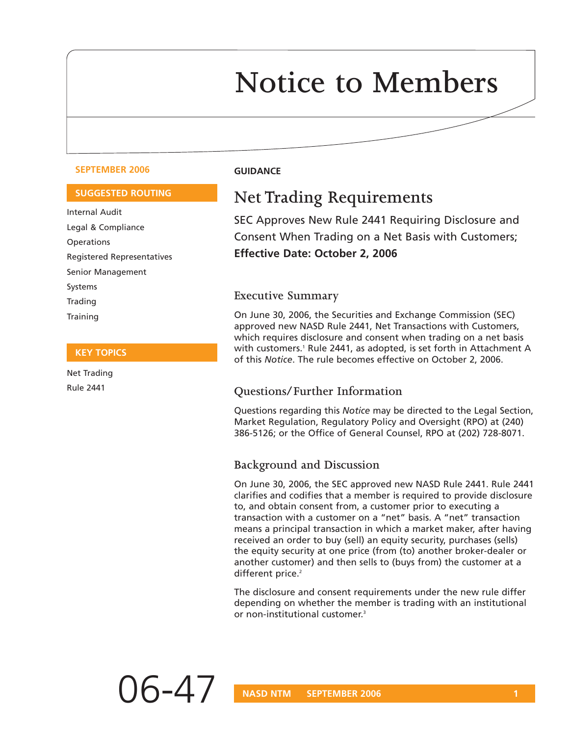# Notice to Members

**SEPTEMBER 2006**

**SUGGESTED ROUTING**

Internal Audit
Legal & Compliance
Operations
Registered Representatives
Senior Management
Systems
Trading
Training

**KEY TOPICS**

Net Trading
Rule 2441

**GUIDANCE**

## Net Trading Requirements

SEC Approves New Rule 2441 Requiring Disclosure and Consent When Trading on a Net Basis with Customers; **Effective Date: October 2, 2006**

### Executive Summary

On June 30, 2006, the Securities and Exchange Commission (SEC) approved new NASD Rule 2441, Net Transactions with Customers, which requires disclosure and consent when trading on a net basis with customers.[1] Rule 2441, as adopted, is set forth in Attachment A of this *Notice*. The rule becomes effective on October 2, 2006.

### Questions/Further Information

Questions regarding this *Notice* may be directed to the Legal Section, Market Regulation, Regulatory Policy and Oversight (RPO) at (240) 386-5126; or the Office of General Counsel, RPO at (202) 728-8071.

### Background and Discussion

On June 30, 2006, the SEC approved new NASD Rule 2441. Rule 2441 clarifies and codifies that a member is required to provide disclosure to, and obtain consent from, a customer prior to executing a transaction with a customer on a "net" basis. A "net" transaction means a principal transaction in which a market maker, after having received an order to buy (sell) an equity security, purchases (sells) the equity security at one price (from (to) another broker-dealer or another customer) and then sells to (buys from) the customer at a different price.[2]

The disclosure and consent requirements under the new rule differ depending on whether the member is trading with an institutional or non-institutional customer.[3]

06-47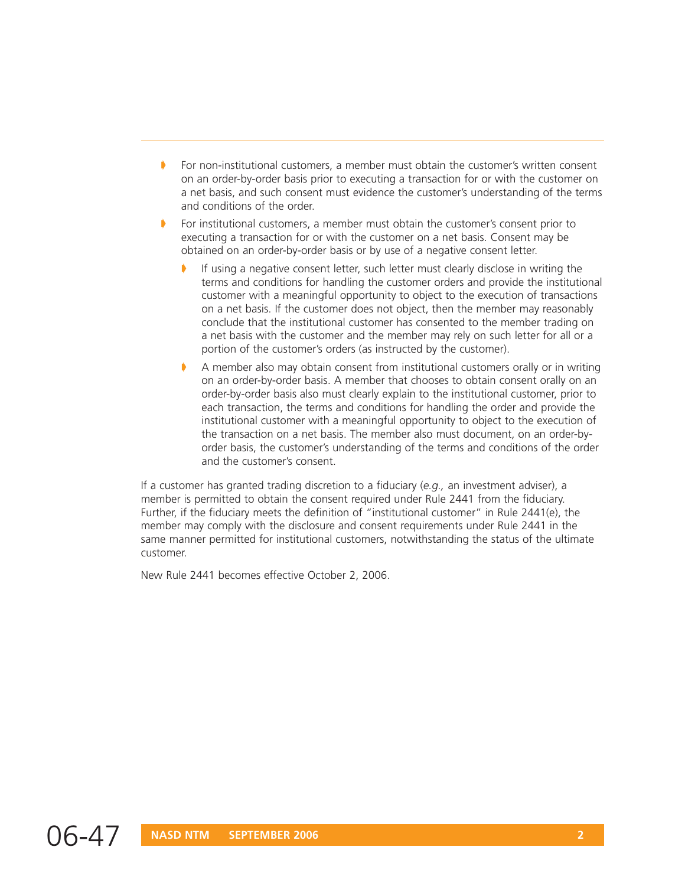- For non-institutional customers, a member must obtain the customer's written consent on an order-by-order basis prior to executing a transaction for or with the customer on a net basis, and such consent must evidence the customer's understanding of the terms and conditions of the order.
- For institutional customers, a member must obtain the customer's consent prior to executing a transaction for or with the customer on a net basis. Consent may be obtained on an order-by-order basis or by use of a negative consent letter.
  - If using a negative consent letter, such letter must clearly disclose in writing the terms and conditions for handling the customer orders and provide the institutional customer with a meaningful opportunity to object to the execution of transactions on a net basis. If the customer does not object, then the member may reasonably conclude that the institutional customer has consented to the member trading on a net basis with the customer and the member may rely on such letter for all or a portion of the customer's orders (as instructed by the customer).
  - A member also may obtain consent from institutional customers orally or in writing on an order-by-order basis. A member that chooses to obtain consent orally on an order-by-order basis also must clearly explain to the institutional customer, prior to each transaction, the terms and conditions for handling the order and provide the institutional customer with a meaningful opportunity to object to the execution of the transaction on a net basis. The member also must document, on an order-by-order basis, the customer's understanding of the terms and conditions of the order and the customer's consent.

If a customer has granted trading discretion to a fiduciary (*e.g.,* an investment adviser), a member is permitted to obtain the consent required under Rule 2441 from the fiduciary. Further, if the fiduciary meets the definition of "institutional customer" in Rule 2441(e), the member may comply with the disclosure and consent requirements under Rule 2441 in the same manner permitted for institutional customers, notwithstanding the status of the ultimate customer.

New Rule 2441 becomes effective October 2, 2006.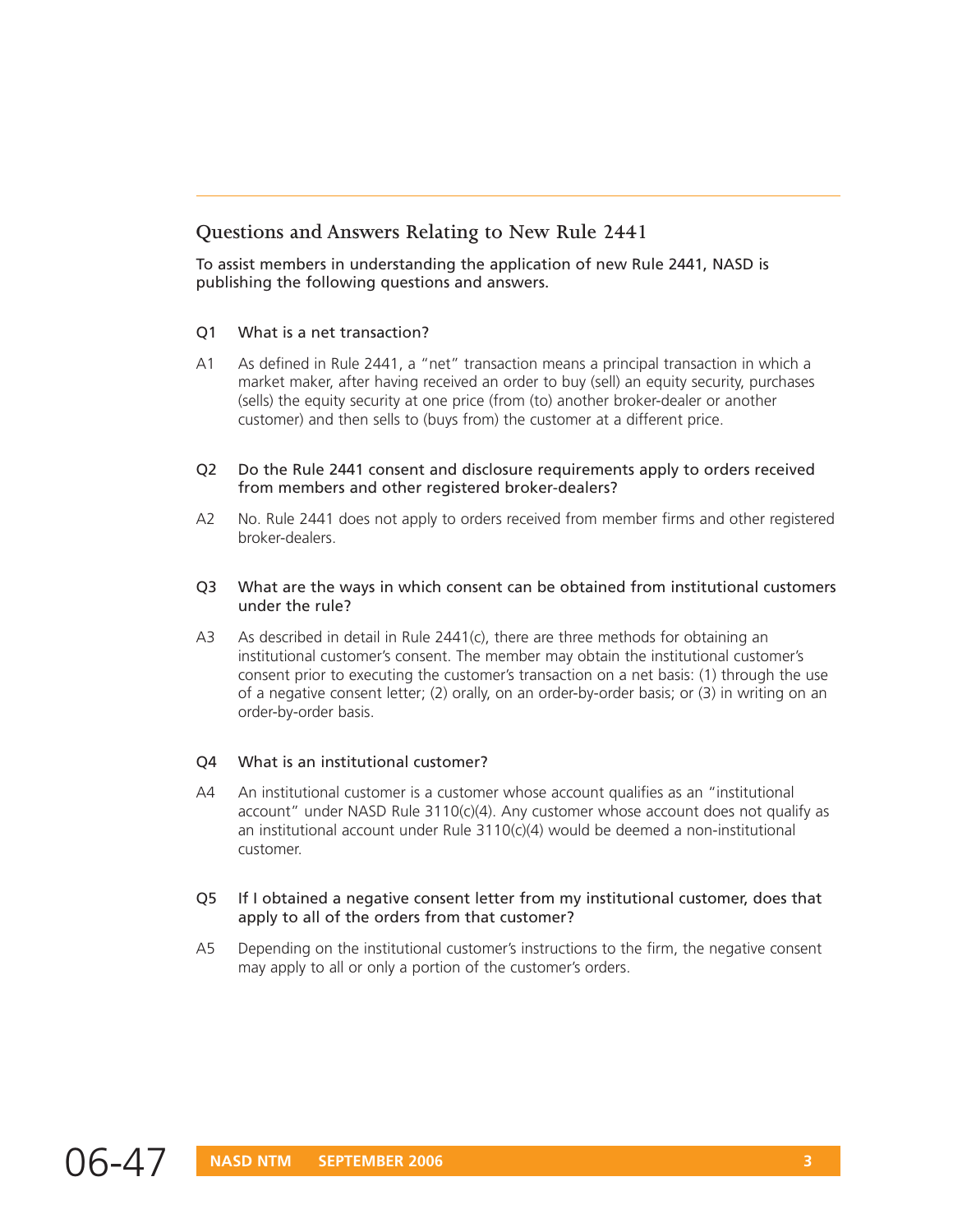## Questions and Answers Relating to New Rule 2441

To assist members in understanding the application of new Rule 2441, NASD is publishing the following questions and answers.

**Q1** What is a net transaction?

**A1** As defined in Rule 2441, a "net" transaction means a principal transaction in which a market maker, after having received an order to buy (sell) an equity security, purchases (sells) the equity security at one price (from (to) another broker-dealer or another customer) and then sells to (buys from) the customer at a different price.

**Q2** Do the Rule 2441 consent and disclosure requirements apply to orders received from members and other registered broker-dealers?

**A2** No. Rule 2441 does not apply to orders received from member firms and other registered broker-dealers.

**Q3** What are the ways in which consent can be obtained from institutional customers under the rule?

**A3** As described in detail in Rule 2441(c), there are three methods for obtaining an institutional customer's consent. The member may obtain the institutional customer's consent prior to executing the customer's transaction on a net basis: (1) through the use of a negative consent letter; (2) orally, on an order-by-order basis; or (3) in writing on an order-by-order basis.

**Q4** What is an institutional customer?

**A4** An institutional customer is a customer whose account qualifies as an "institutional account" under NASD Rule 3110(c)(4). Any customer whose account does not qualify as an institutional account under Rule 3110(c)(4) would be deemed a non-institutional customer.

**Q5** If I obtained a negative consent letter from my institutional customer, does that apply to all of the orders from that customer?

**A5** Depending on the institutional customer's instructions to the firm, the negative consent may apply to all or only a portion of the customer's orders.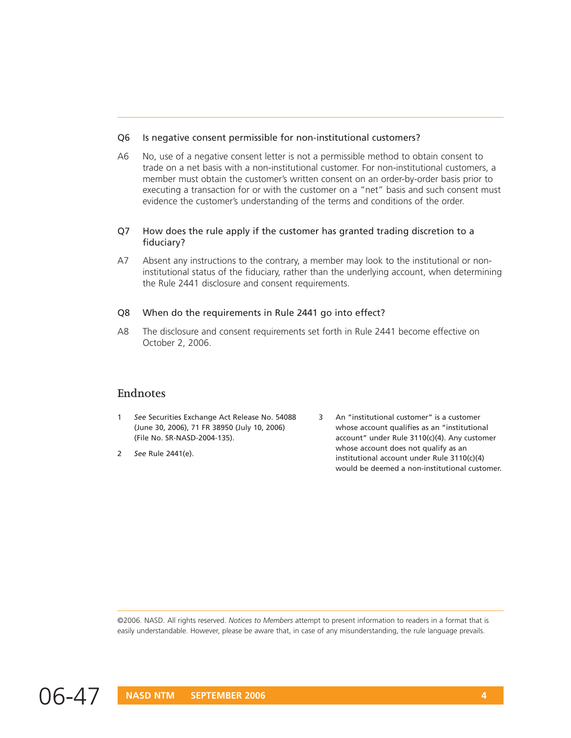**Q6 Is negative consent permissible for non-institutional customers?**

A6 No, use of a negative consent letter is not a permissible method to obtain consent to trade on a net basis with a non-institutional customer. For non-institutional customers, a member must obtain the customer's written consent on an order-by-order basis prior to executing a transaction for or with the customer on a "net" basis and such consent must evidence the customer's understanding of the terms and conditions of the order.

**Q7 How does the rule apply if the customer has granted trading discretion to a fiduciary?**

A7 Absent any instructions to the contrary, a member may look to the institutional or non-institutional status of the fiduciary, rather than the underlying account, when determining the Rule 2441 disclosure and consent requirements.

**Q8 When do the requirements in Rule 2441 go into effect?**

A8 The disclosure and consent requirements set forth in Rule 2441 become effective on October 2, 2006.

## Endnotes

1 *See* Securities Exchange Act Release No. 54088 (June 30, 2006), 71 FR 38950 (July 10, 2006) (File No. SR-NASD-2004-135).

2 *See* Rule 2441(e).

3 An "institutional customer" is a customer whose account qualifies as an "institutional account" under Rule 3110(c)(4). Any customer whose account does not qualify as an institutional account under Rule 3110(c)(4) would be deemed a non-institutional customer.

©2006. NASD. All rights reserved. *Notices to Members* attempt to present information to readers in a format that is easily understandable. However, please be aware that, in case of any misunderstanding, the rule language prevails.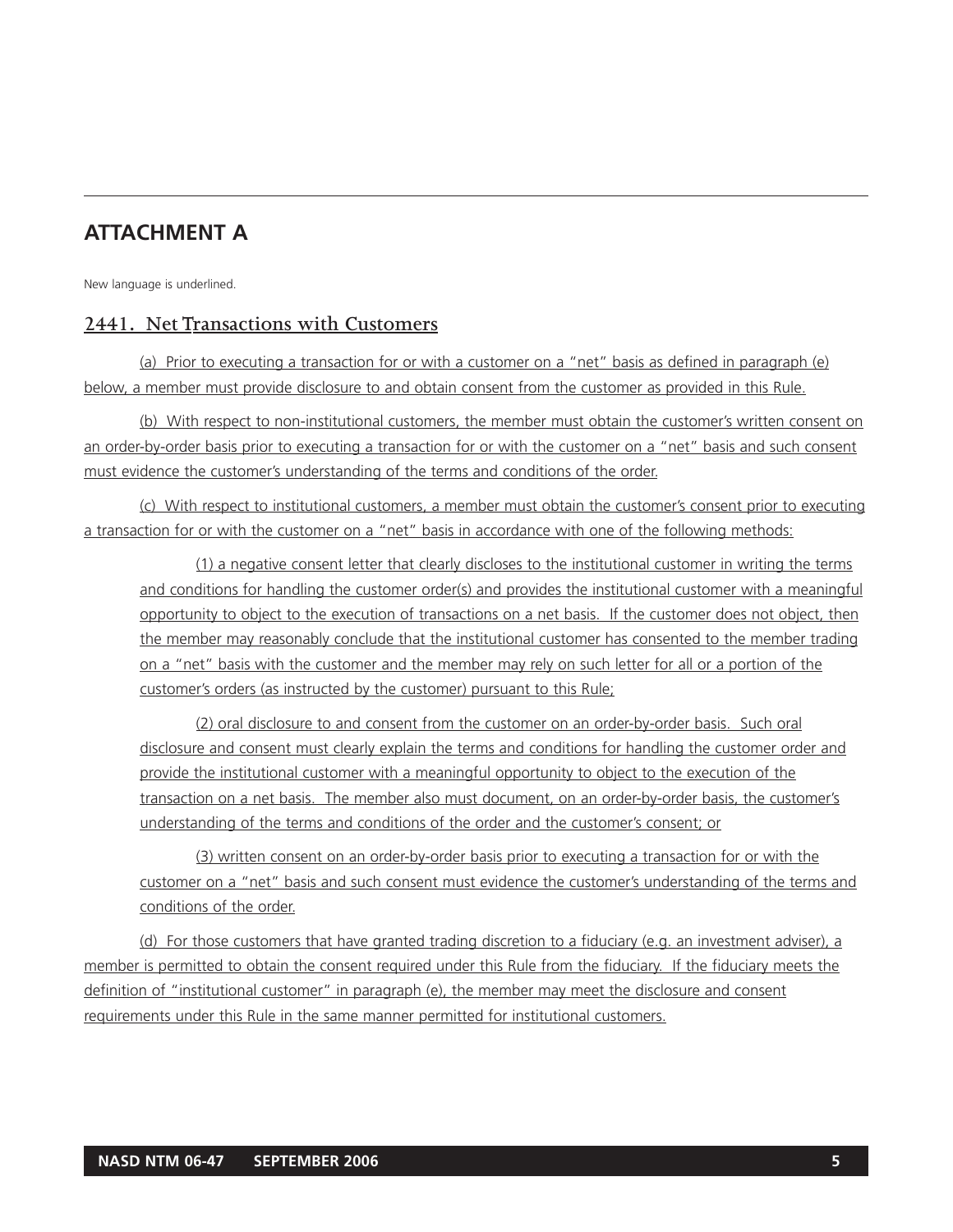## ATTACHMENT A

New language is underlined.

### 2441. Net Transactions with Customers

(a) Prior to executing a transaction for or with a customer on a "net" basis as defined in paragraph (e) below, a member must provide disclosure to and obtain consent from the customer as provided in this Rule.

(b) With respect to non-institutional customers, the member must obtain the customer's written consent on an order-by-order basis prior to executing a transaction for or with the customer on a "net" basis and such consent must evidence the customer's understanding of the terms and conditions of the order.

(c) With respect to institutional customers, a member must obtain the customer's consent prior to executing a transaction for or with the customer on a "net" basis in accordance with one of the following methods:

(1) a negative consent letter that clearly discloses to the institutional customer in writing the terms and conditions for handling the customer order(s) and provides the institutional customer with a meaningful opportunity to object to the execution of transactions on a net basis. If the customer does not object, then the member may reasonably conclude that the institutional customer has consented to the member trading on a "net" basis with the customer and the member may rely on such letter for all or a portion of the customer's orders (as instructed by the customer) pursuant to this Rule;

(2) oral disclosure to and consent from the customer on an order-by-order basis. Such oral disclosure and consent must clearly explain the terms and conditions for handling the customer order and provide the institutional customer with a meaningful opportunity to object to the execution of the transaction on a net basis. The member also must document, on an order-by-order basis, the customer's understanding of the terms and conditions of the order and the customer's consent; or

(3) written consent on an order-by-order basis prior to executing a transaction for or with the customer on a "net" basis and such consent must evidence the customer's understanding of the terms and conditions of the order.

(d) For those customers that have granted trading discretion to a fiduciary (e.g. an investment adviser), a member is permitted to obtain the consent required under this Rule from the fiduciary. If the fiduciary meets the definition of "institutional customer" in paragraph (e), the member may meet the disclosure and consent requirements under this Rule in the same manner permitted for institutional customers.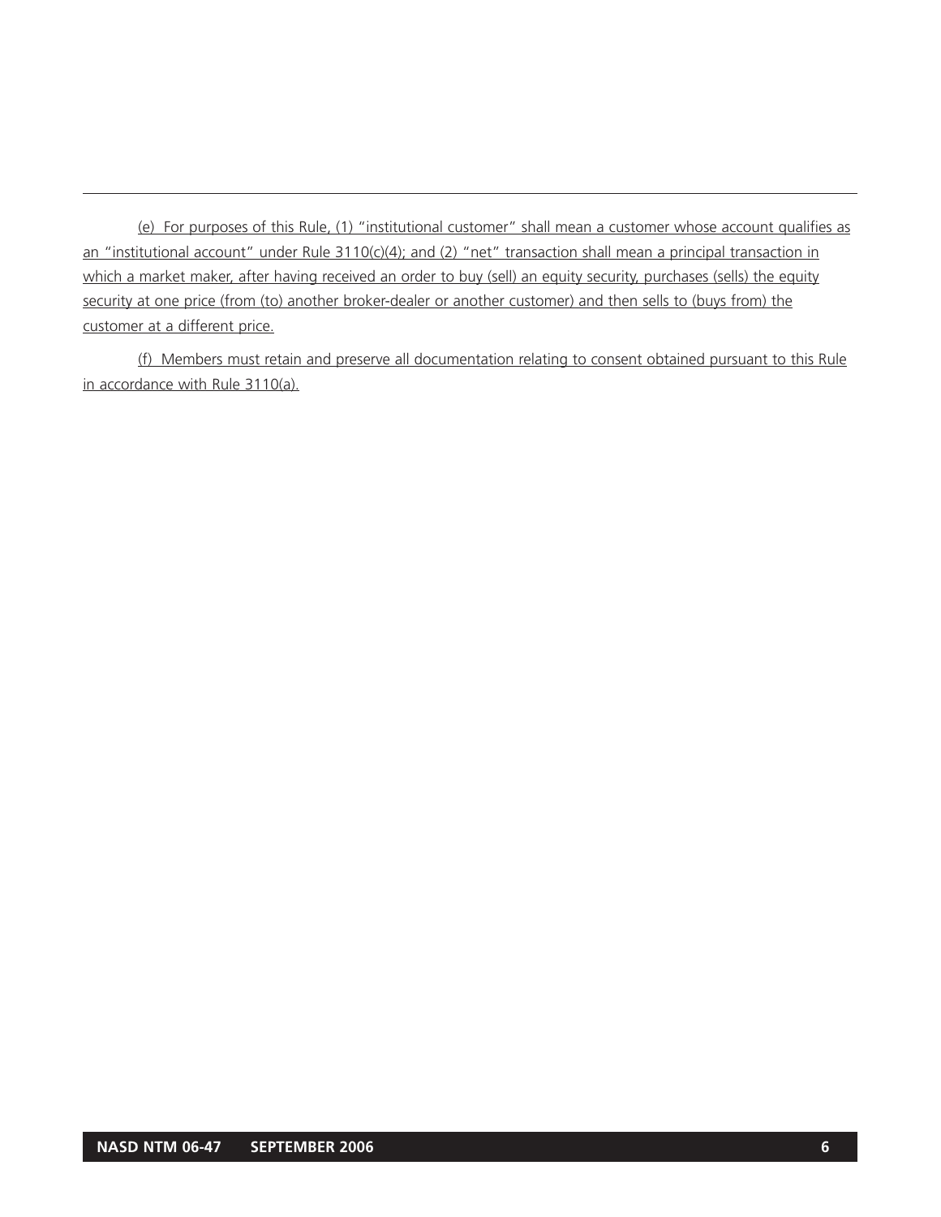(e) For purposes of this Rule, (1) "institutional customer" shall mean a customer whose account qualifies as an "institutional account" under Rule 3110(c)(4); and (2) "net" transaction shall mean a principal transaction in which a market maker, after having received an order to buy (sell) an equity security, purchases (sells) the equity security at one price (from (to) another broker-dealer or another customer) and then sells to (buys from) the customer at a different price.

(f) Members must retain and preserve all documentation relating to consent obtained pursuant to this Rule in accordance with Rule 3110(a).